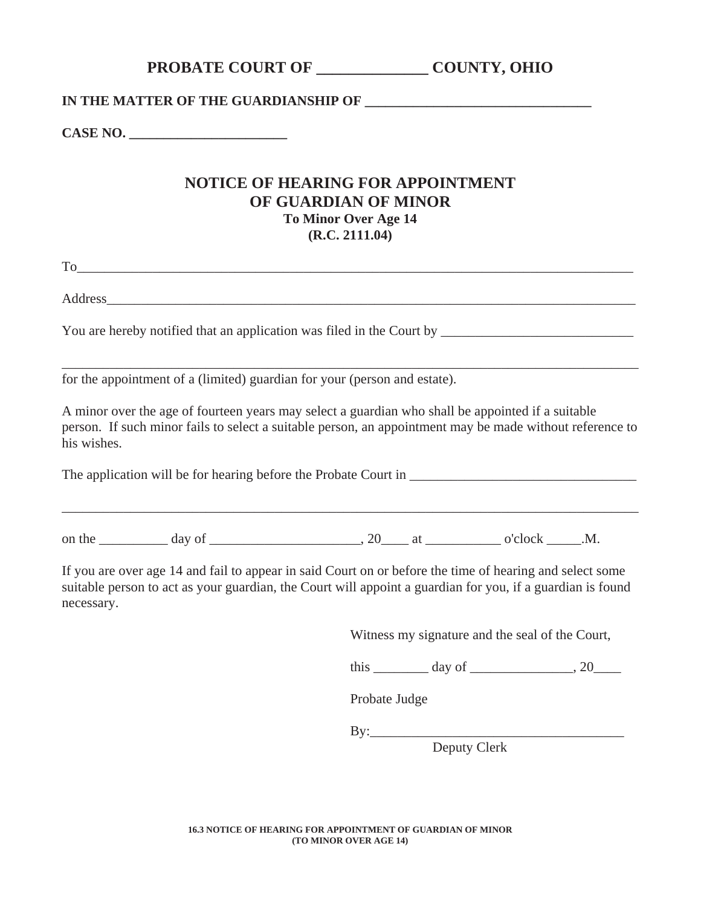## PROBATE COURT OF ______________ COUNTY, OHIO

**IN THE MATTER OF THE GUARDIANSHIP OF ________________________________**

**CASE NO. _______________________**

## NOTICE OF HEARING FOR APPOINTMENT OF GUARDIAN OF MINOR

**To Minor Over Age 14**
**(R.C. 2111.04)**

To_________________________________________________________________________________

Address_____________________________________________________________________________

You are hereby notified that an application was filed in the Court by ____________________________

____________________________________________________________________________________

for the appointment of a (limited) guardian for your (person and estate).

A minor over the age of fourteen years may select a guardian who shall be appointed if a suitable person. If such minor fails to select a suitable person, an appointment may be made without reference to his wishes.

The application will be for hearing before the Probate Court in _________________________________

____________________________________________________________________________________

on the __________ day of ______________________, 20____ at ___________ o'clock _____.M.

If you are over age 14 and fail to appear in said Court on or before the time of hearing and select some suitable person to act as your guardian, the Court will appoint a guardian for you, if a guardian is found necessary.

Witness my signature and the seal of the Court,

this ________ day of _______________, 20____

Probate Judge

By:_____________________________________
Deputy Clerk

**16.3 NOTICE OF HEARING FOR APPOINTMENT OF GUARDIAN OF MINOR (TO MINOR OVER AGE 14)**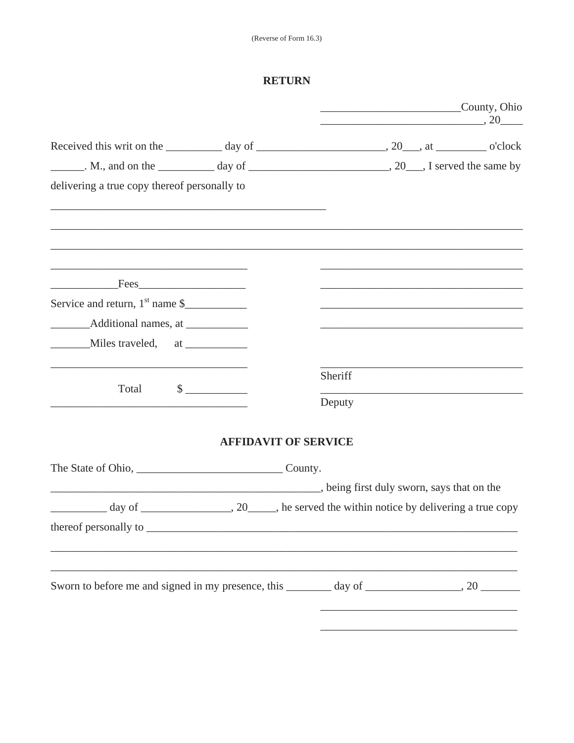(Reverse of Form 16.3)

**RETURN**

_________________________County, Ohio
_____________________________, 20____

Received this writ on the __________ day of _______________________, 20___, at _________ o'clock ______. M., and on the __________ day of _________________________, 20___, I served the same by delivering a true copy thereof personally to

__________________________________________________

________________________________________________________________________________

________________________________________________________________________________

____________________________________ ____________________________________

___________Fees__________________ ____________________________________

Service and return, 1st name $___________ ____________________________________

_______Additional names, at ___________ ____________________________________

_______Miles traveled, at ___________

____________________________________ ____________________________________

Sheriff

Total $ ___________ ____________________________________

____________________________________ Deputy

**AFFIDAVIT OF SERVICE**

The State of Ohio, __________________________ County.

________________________________________________, being first duly sworn, says that on the __________ day of ________________, 20_____, he served the within notice by delivering a true copy thereof personally to ______________________________________________________________________

________________________________________________________________________________

________________________________________________________________________________

Sworn to before me and signed in my presence, this ________ day of _________________, 20 _______

____________________________________

____________________________________